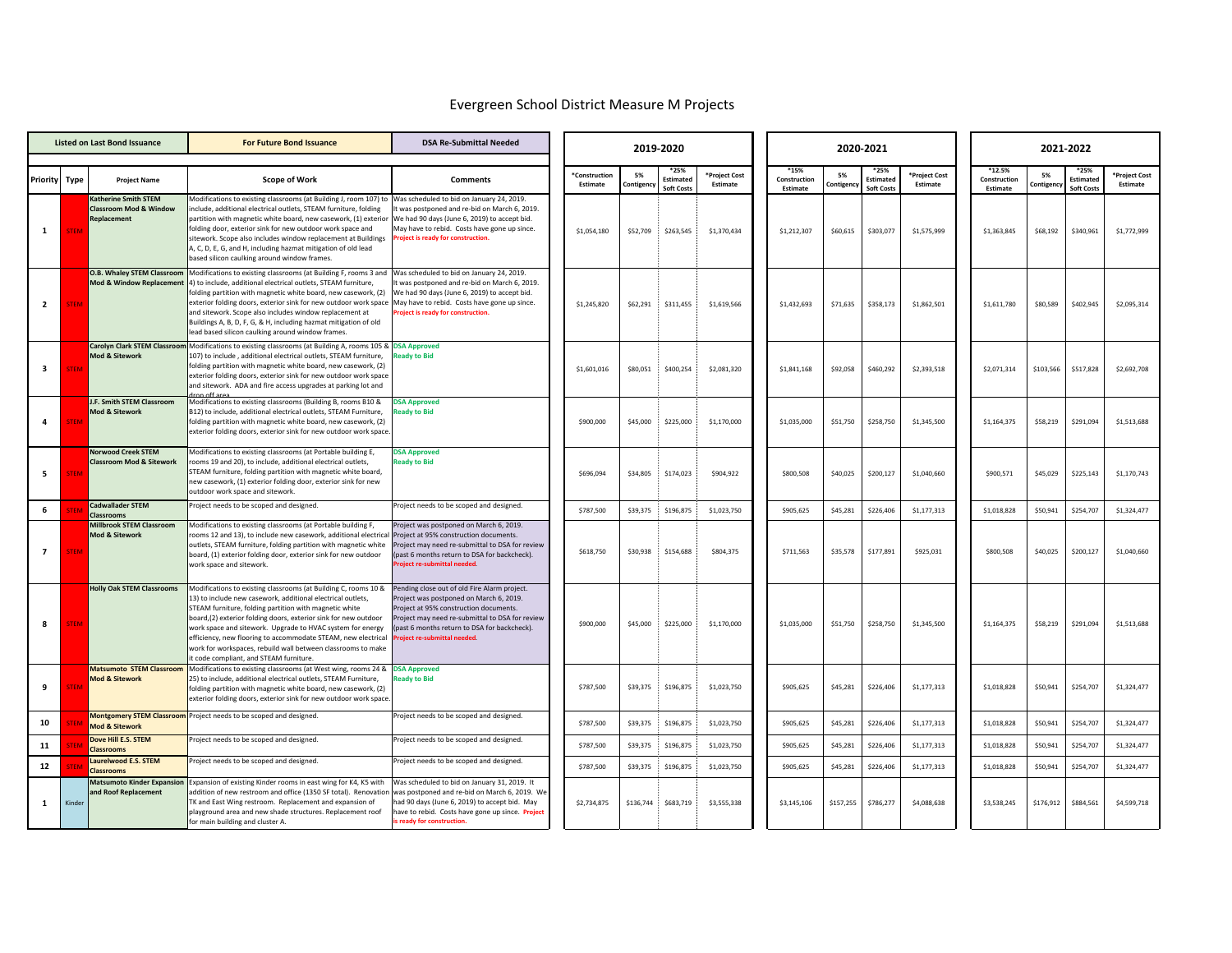# Evergreen School District Measure M Projects

Legend: Listed on Last Bond Issuance | For Future Bond Issuance | DSA Re-Submittal Needed

| Priority | Type | Project Name | Scope of Work | Comments | 2019-2020 *Construction Estimate | 2019-2020 5% Contigency | 2019-2020 *25% Estimated Soft Costs | 2019-2020 *Project Cost Estimate | 2020-2021 *15% Construction Estimate | 2020-2021 5% Contigency | 2020-2021 *25% Estimated Soft Costs | 2020-2021 *Project Cost Estimate | 2021-2022 *12.5% Construction Estimate | 2021-2022 5% Contigency | 2021-2022 *25% Estimated Soft Costs | 2021-2022 *Project Cost Estimate |
|---|---|---|---|---|---|---|---|---|---|---|---|---|---|---|---|---|
| 1 | STEM | Katherine Smith STEM Classroom Mod & Window Replacement | Modifications to existing classrooms (at Building J, room 107) to include, additional electrical outlets, STEAM furniture, folding partition with magnetic white board, new casework, (1) exterior folding door, exterior sink for new outdoor work space and sitework. Scope also includes window replacement at Buildings A, C, D, E, G, and H, including hazmat mitigation of old lead based silicon caulking around window frames. | Was scheduled to bid on January 24, 2019. It was postponed and re-bid on March 6, 2019. We had 90 days (June 6, 2019) to accept bid. May have to rebid. Costs have gone up since. **Project is ready for construction.** | $1,054,180 | $52,709 | $263,545 | $1,370,434 | $1,212,307 | $60,615 | $303,077 | $1,575,999 | $1,363,845 | $68,192 | $340,961 | $1,772,999 |
| 2 | STEM | O.B. Whaley STEM Classroom Mod & Window Replacement | Modifications to existing classrooms (at Building F, rooms 3 and 4) to include, additional electrical outlets, STEAM furniture, folding partition with magnetic white board, new casework, (2) exterior folding doors, exterior sink for new outdoor work space and sitework. Scope also includes window replacement at Buildings A, B, D, F, G, & H, including hazmat mitigation of old lead based silicon caulking around window frames. | Was scheduled to bid on January 24, 2019. It was postponed and re-bid on March 6, 2019. We had 90 days (June 6, 2019) to accept bid. May have to rebid. Costs have gone up since. **Project is ready for construction.** | $1,245,820 | $62,291 | $311,455 | $1,619,566 | $1,432,693 | $71,635 | $358,173 | $1,862,501 | $1,611,780 | $80,589 | $402,945 | $2,095,314 |
| 3 | STEM | Carolyn Clark STEM Classroom Mod & Sitework | Modifications to existing classrooms (at Building A, rooms 105 & 107) to include , additional electrical outlets, STEAM furniture, folding partition with magnetic white board, new casework, (2) exterior folding doors, exterior sink for new outdoor work space and sitework. ADA and fire access upgrades at parking lot and drop off area. | **DSA Approved Ready to Bid** | $1,601,016 | $80,051 | $400,254 | $2,081,320 | $1,841,168 | $92,058 | $460,292 | $2,393,518 | $2,071,314 | $103,566 | $517,828 | $2,692,708 |
| 4 | STEM | J.F. Smith STEM Classroom Mod & Sitework | Modifications to existing classrooms (Building B, rooms B10 & B12) to include, additional electrical outlets, STEAM Furniture, folding partition with magnetic white board, new casework, (2) exterior folding doors, exterior sink for new outdoor work space. | **DSA Approved Ready to Bid** | $900,000 | $45,000 | $225,000 | $1,170,000 | $1,035,000 | $51,750 | $258,750 | $1,345,500 | $1,164,375 | $58,219 | $291,094 | $1,513,688 |
| 5 | STEM | Norwood Creek STEM Classroom Mod & Sitework | Modifications to existing classrooms (at Portable building E, rooms 19 and 20), to include, additional electrical outlets, STEAM furniture, folding partition with magnetic white board, new casework, (1) exterior folding door, exterior sink for new outdoor work space and sitework. | **DSA Approved Ready to Bid** | $696,094 | $34,805 | $174,023 | $904,922 | $800,508 | $40,025 | $200,127 | $1,040,660 | $900,571 | $45,029 | $225,143 | $1,170,743 |
| 6 | STEM | Cadwallader STEM Classrooms | Project needs to be scoped and designed. | Project needs to be scoped and designed. | $787,500 | $39,375 | $196,875 | $1,023,750 | $905,625 | $45,281 | $226,406 | $1,177,313 | $1,018,828 | $50,941 | $254,707 | $1,324,477 |
| 7 | STEM | Millbrook STEM Classroom Mod & Sitework | Modifications to existing classrooms (at Portable building F, rooms 12 and 13), to include new casework, additional electrical outlets, STEAM furniture, folding partition with magnetic white board, (1) exterior folding door, exterior sink for new outdoor work space and sitework. | Project was postponed on March 6, 2019. Project at 95% construction documents. Project may need re-submittal to DSA for review (past 6 months return to DSA for backcheck). **Project re-submittal needed.** | $618,750 | $30,938 | $154,688 | $804,375 | $711,563 | $35,578 | $177,891 | $925,031 | $800,508 | $40,025 | $200,127 | $1,040,660 |
| 8 | STEM | Holly Oak STEM Classrooms | Modifications to existing classrooms (at Building C, rooms 10 & 13) to include new casework, additional electrical outlets, STEAM furniture, folding partition with magnetic white board,(2) exterior folding doors, exterior sink for new outdoor work space and sitework. Upgrade to HVAC system for energy efficiency, new flooring to accommodate STEAM, new electrical work for workspaces, rebuild wall between classrooms to make it code compliant, and STEAM furniture. | Pending close out of old Fire Alarm project. Project was postponed on March 6, 2019. Project at 95% construction documents. Project may need re-submittal to DSA for review (past 6 months return to DSA for backcheck). **Project re-submittal needed.** | $900,000 | $45,000 | $225,000 | $1,170,000 | $1,035,000 | $51,750 | $258,750 | $1,345,500 | $1,164,375 | $58,219 | $291,094 | $1,513,688 |
| 9 | STEM | Matsumoto STEM Classroom Mod & Sitework | Modifications to existing classrooms (at West wing, rooms 24 & 25) to include, additional electrical outlets, STEAM Furniture, folding partition with magnetic white board, new casework, (2) exterior folding doors, exterior sink for new outdoor work space. | **DSA Approved Ready to Bid** | $787,500 | $39,375 | $196,875 | $1,023,750 | $905,625 | $45,281 | $226,406 | $1,177,313 | $1,018,828 | $50,941 | $254,707 | $1,324,477 |
| 10 | STEM | Montgomery STEM Classroom Mod & Sitework | Project needs to be scoped and designed. | Project needs to be scoped and designed. | $787,500 | $39,375 | $196,875 | $1,023,750 | $905,625 | $45,281 | $226,406 | $1,177,313 | $1,018,828 | $50,941 | $254,707 | $1,324,477 |
| 11 | STEM | Dove Hill E.S. STEM Classrooms | Project needs to be scoped and designed. | Project needs to be scoped and designed. | $787,500 | $39,375 | $196,875 | $1,023,750 | $905,625 | $45,281 | $226,406 | $1,177,313 | $1,018,828 | $50,941 | $254,707 | $1,324,477 |
| 12 | STEM | Laurelwood E.S. STEM Classrooms | Project needs to be scoped and designed. | Project needs to be scoped and designed. | $787,500 | $39,375 | $196,875 | $1,023,750 | $905,625 | $45,281 | $226,406 | $1,177,313 | $1,018,828 | $50,941 | $254,707 | $1,324,477 |
| 1 | Kinder | Matsumoto Kinder Expansion and Roof Replacement | Expansion of existing Kinder rooms in east wing for K4, K5 with addition of new restroom and office (1350 SF total). Renovation TK and East Wing restroom. Replacement and expansion of playground area and new shade structures. Replacement roof for main building and cluster A. | Was scheduled to bid on January 31, 2019. It was postponed and re-bid on March 6, 2019. We had 90 days (June 6, 2019) to accept bid. May have to rebid. Costs have gone up since. **Project is ready for construction.** | $2,734,875 | $136,744 | $683,719 | $3,555,338 | $3,145,106 | $157,255 | $786,277 | $4,088,638 | $3,538,245 | $176,912 | $884,561 | $4,599,718 |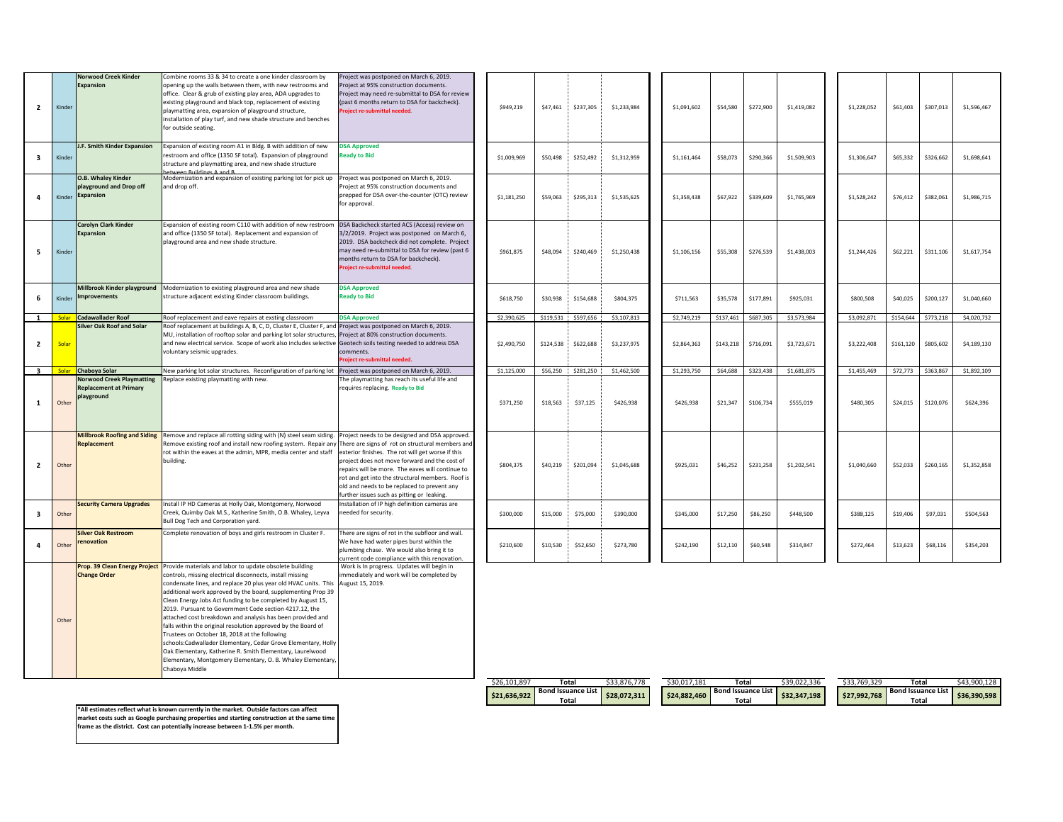| | | | | | | | | | | | | | | | | | |
|---|---|---|---|---|---|---|---|---|---|---|---|---|---|---|---|---|---|
| 2 | Kinder | **Norwood Creek Kinder Expansion** | Combine rooms 33 & 34 to create a one kinder classroom by opening up the walls between them, with new restrooms and office. Clear & grub of existing play area, ADA upgrades to existing playground and black top, replacement of existing playmatting area, expansion of playground structure, installation of play turf, and new shade structure and benches for outside seating. | Project was postponed on March 6, 2019. Project at 95% construction documents. Project may need re-submittal to DSA for review (past 6 months return to DSA for backcheck). **Project re-submittal needed.** | $949,219 | $47,461 | $237,305 | $1,233,984 | $1,091,602 | $54,580 | $272,900 | $1,419,082 | $1,228,052 | $61,403 | $307,013 | $1,596,467 |
| 3 | Kinder | **J.F. Smith Kinder Expansion** | Expansion of existing room A1 in Bldg. B with addition of new restroom and office (1350 SF total). Expansion of playground structure and playmatting area, and new shade structure between Buildings A and B. | **DSA Approved** **Ready to Bid** | $1,009,969 | $50,498 | $252,492 | $1,312,959 | $1,161,464 | $58,073 | $290,366 | $1,509,903 | $1,306,647 | $65,332 | $326,662 | $1,698,641 |
| 4 | Kinder | **O.B. Whaley Kinder playground and Drop off Expansion** | Modernization and expansion of existing parking lot for pick up and drop off. | Project was postponed on March 6, 2019. Project at 95% construction documents and prepped for DSA over-the-counter (OTC) review for approval. | $1,181,250 | $59,063 | $295,313 | $1,535,625 | $1,358,438 | $67,922 | $339,609 | $1,765,969 | $1,528,242 | $76,412 | $382,061 | $1,986,715 |
| 5 | Kinder | **Carolyn Clark Kinder Expansion** | Expansion of existing room C110 with addition of new restroom and office (1350 SF total). Replacement and expansion of playground area and new shade structure. | DSA Backcheck started ACS (Access) review on 3/2/2019. Project was postponed on March 6, 2019. DSA backcheck did not complete. Project may need re-submittal to DSA for review (past 6 months return to DSA for backcheck). **Project re-submittal needed.** | $961,875 | $48,094 | $240,469 | $1,250,438 | $1,106,156 | $55,308 | $276,539 | $1,438,003 | $1,244,426 | $62,221 | $311,106 | $1,617,754 |
| 6 | Kinder | **Millbrook Kinder playground Improvements** | Modernization to existing playground area and new shade structure adjacent existing Kinder classroom buildings. | **DSA Approved** **Ready to Bid** | $618,750 | $30,938 | $154,688 | $804,375 | $711,563 | $35,578 | $177,891 | $925,031 | $800,508 | $40,025 | $200,127 | $1,040,660 |
| 1 | Solar | **Cadawallader Roof** | Roof replacement and eave repairs at exsting classroom | **DSA Approved** | $2,390,625 | $119,531 | $597,656 | $3,107,813 | $2,749,219 | $137,461 | $687,305 | $3,573,984 | $3,092,871 | $154,644 | $773,218 | $4,020,732 |
| 2 | Solar | **Silver Oak Roof and Solar** | Roof replacement at buildings A, B, C, D, Cluster E, Cluster F, and MU, installation of rooftop solar and parking lot solar structures, and new electrical service. Scope of work also includes selective voluntary seismic upgrades. | Project was postponed on March 6, 2019. Project at 80% construction documents. Geotech soils testing needed to address DSA comments. **Project re-submittal needed.** | $2,490,750 | $124,538 | $622,688 | $3,237,975 | $2,864,363 | $143,218 | $716,091 | $3,723,671 | $3,222,408 | $161,120 | $805,602 | $4,189,130 |
| 3 | Solar | **Chaboya Solar** | New parking lot solar structures. Reconfiguration of parking lot | Project was postponed on March 6, 2019. | $1,125,000 | $56,250 | $281,250 | $1,462,500 | $1,293,750 | $64,688 | $323,438 | $1,681,875 | $1,455,469 | $72,773 | $363,867 | $1,892,109 |
| 1 | Other | **Norwood Creek Playmatting Replacement at Primary playground** | Replace existing playmatting with new. | The playmatting has reach its useful life and requires replacing. **Ready to Bid** | $371,250 | $18,563 | $37,125 | $426,938 | $426,938 | $21,347 | $106,734 | $555,019 | $480,305 | $24,015 | $120,076 | $624,396 |
| 2 | Other | **Millbrook Roofing and Siding Replacement** | Remove and replace all rotting siding with (N) steel seam siding. Remove existing roof and install new roofing system. Repair any rot within the eaves at the admin, MPR, media center and staff building. | Project needs to be designed and DSA approved. There are signs of rot on structural members and exterior finishes. The rot will get worse if this project does not move forward and the cost of repairs will be more. The eaves will continue to rot and get into the structural members. Roof is old and needs to be replaced to prevent any further issues such as pitting or leaking. | $804,375 | $40,219 | $201,094 | $1,045,688 | $925,031 | $46,252 | $231,258 | $1,202,541 | $1,040,660 | $52,033 | $260,165 | $1,352,858 |
| 3 | Other | **Security Camera Upgrades** | Install IP HD Cameras at Holly Oak, Montgomery, Norwood Creek, Quimby Oak M.S., Katherine Smith, O.B. Whaley, Leyva Bull Dog Tech and Corporation yard. | Installation of IP high definition cameras are needed for security. | $300,000 | $15,000 | $75,000 | $390,000 | $345,000 | $17,250 | $86,250 | $448,500 | $388,125 | $19,406 | $97,031 | $504,563 |
| 4 | Other | **Silver Oak Restroom renovation** | Complete renovation of boys and girls restroom in Cluster F. | There are signs of rot in the subfloor and wall. We have had water pipes burst within the plumbing chase. We would also bring it to current code compliance with this renovation. | $210,600 | $10,530 | $52,650 | $273,780 | $242,190 | $12,110 | $60,548 | $314,847 | $272,464 | $13,623 | $68,116 | $354,203 |
| | Other | **Prop. 39 Clean Energy Project Change Order** | Provide materials and labor to update obsolete building controls, missing electrical disconnects, install missing condensate lines, and replace 20 plus year old HVAC units. This additional work approved by the board, supplementing Prop 39 Clean Energy Jobs Act funding to be completed by August 15, 2019. Pursuant to Government Code section 4217.12, the attached cost breakdown and analysis has been provided and falls within the original resolution approved by the Board of Trustees on October 18, 2018 at the following schools:Cadwallader Elementary, Cedar Grove Elementary, Holly Oak Elementary, Katherine R. Smith Elementary, Laurelwood Elementary, Montgomery Elementary, O. B. Whaley Elementary, Chaboya Middle | Work is In progress. Updates will begin in immediately and work will be completed by August 15, 2019. | | | | | | | | | | | | |
| | | | | | $26,101,897 | **Total** | | $33,876,778 | $30,017,181 | **Total** | | $39,022,336 | $33,769,329 | **Total** | | $43,900,128 |
| | | | | | **$21,636,922** | **Bond Issuance List Total** | | **$28,072,311** | **$24,882,460** | **Bond Issuance List Total** | | **$32,347,198** | **$27,992,768** | **Bond Issuance List Total** | | **$36,390,598** |

***All estimates reflect what is known currently in the market. Outside factors can affect market costs such as Google purchasing properties and starting construction at the same time frame as the district. Cost can potentially increase between 1-1.5% per month.**